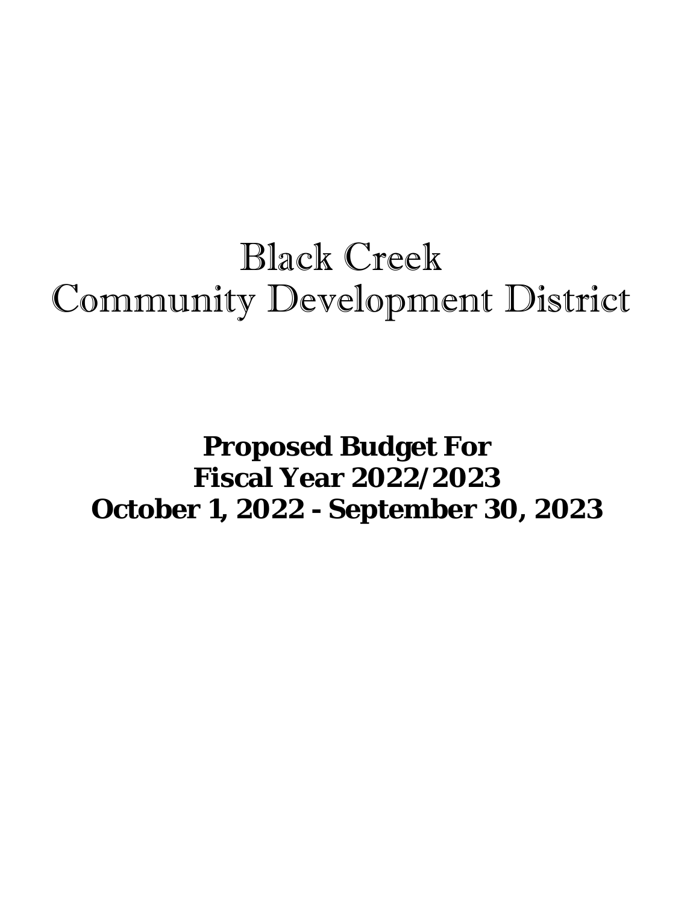# Black Creek
# Community Development District

**Proposed Budget For**
**Fiscal Year 2022/2023**
**October 1, 2022 - September 30, 2023**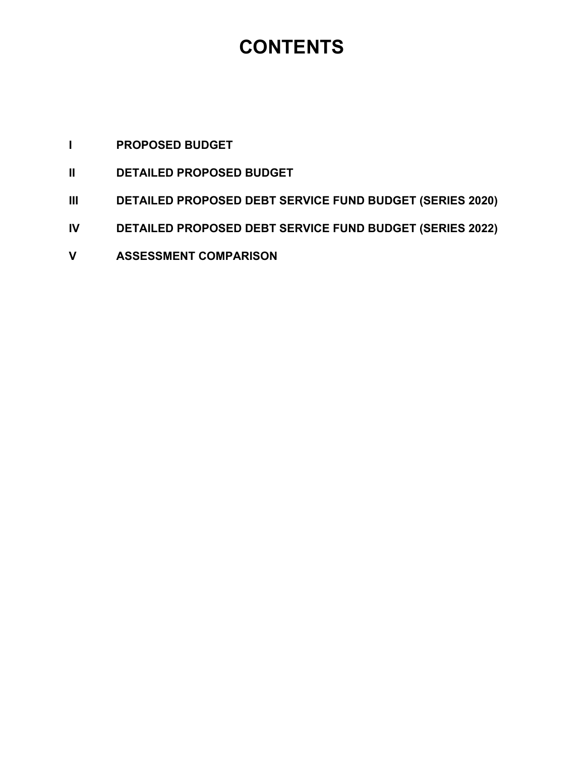# CONTENTS

| | |
|---|---|
| **I** | **PROPOSED BUDGET** |
| **II** | **DETAILED PROPOSED BUDGET** |
| **III** | **DETAILED PROPOSED DEBT SERVICE FUND BUDGET (SERIES 2020)** |
| **IV** | **DETAILED PROPOSED DEBT SERVICE FUND BUDGET (SERIES 2022)** |
| **V** | **ASSESSMENT COMPARISON** |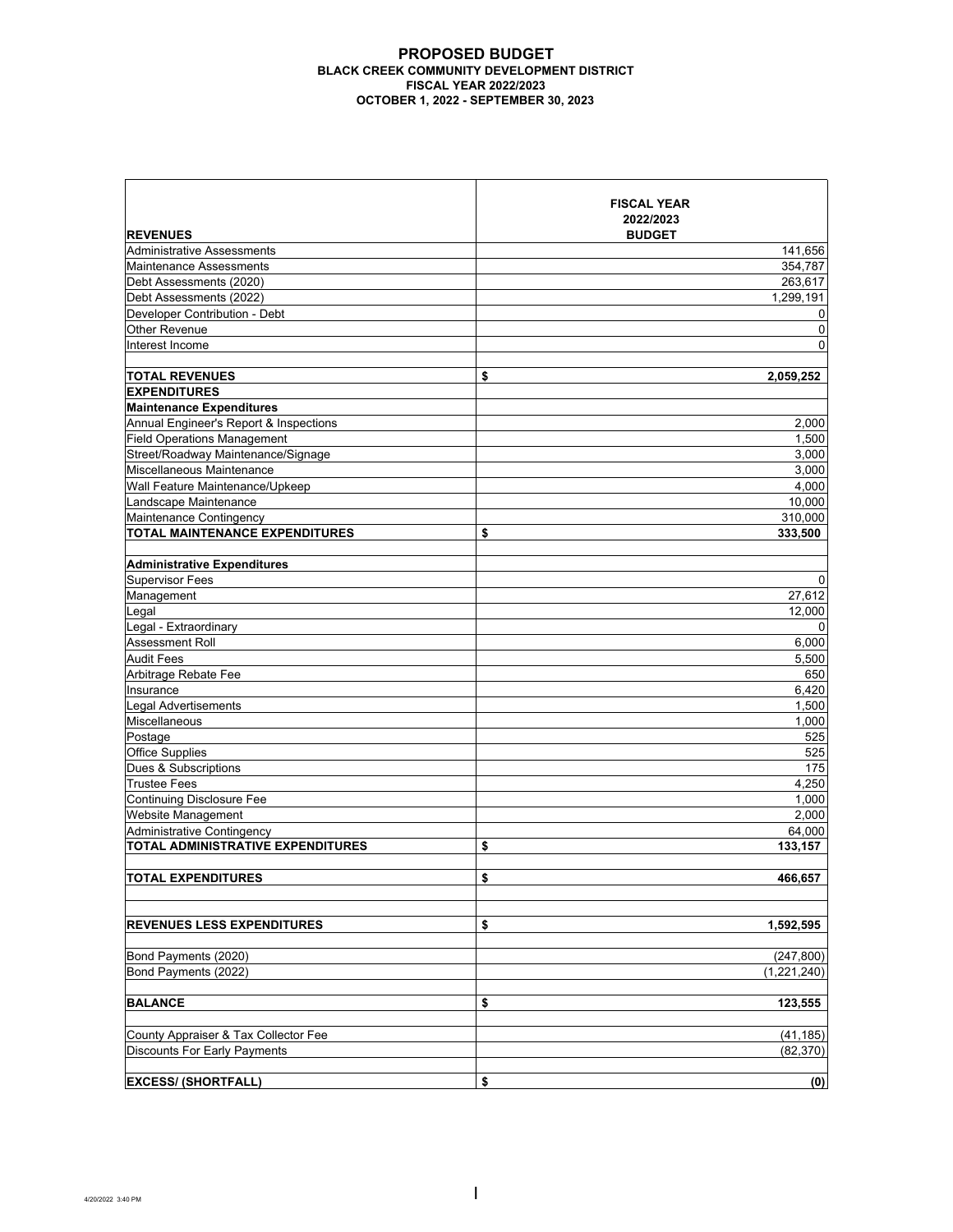# PROPOSED BUDGET
## BLACK CREEK COMMUNITY DEVELOPMENT DISTRICT
### FISCAL YEAR 2022/2023
### OCTOBER 1, 2022 - SEPTEMBER 30, 2023

| **REVENUES** | **FISCAL YEAR 2022/2023 BUDGET** |
|---|---|
| Administrative Assessments | 141,656 |
| Maintenance Assessments | 354,787 |
| Debt Assessments (2020) | 263,617 |
| Debt Assessments (2022) | 1,299,191 |
| Developer Contribution - Debt | 0 |
| Other Revenue | 0 |
| Interest Income | 0 |
| | |
| **TOTAL REVENUES** | **$ 2,059,252** |
| **EXPENDITURES** | |
| **Maintenance Expenditures** | |
| Annual Engineer's Report & Inspections | 2,000 |
| Field Operations Management | 1,500 |
| Street/Roadway Maintenance/Signage | 3,000 |
| Miscellaneous Maintenance | 3,000 |
| Wall Feature Maintenance/Upkeep | 4,000 |
| Landscape Maintenance | 10,000 |
| Maintenance Contingency | 310,000 |
| **TOTAL MAINTENANCE EXPENDITURES** | **$ 333,500** |
| | |
| **Administrative Expenditures** | |
| Supervisor Fees | 0 |
| Management | 27,612 |
| Legal | 12,000 |
| Legal - Extraordinary | 0 |
| Assessment Roll | 6,000 |
| Audit Fees | 5,500 |
| Arbitrage Rebate Fee | 650 |
| Insurance | 6,420 |
| Legal Advertisements | 1,500 |
| Miscellaneous | 1,000 |
| Postage | 525 |
| Office Supplies | 525 |
| Dues & Subscriptions | 175 |
| Trustee Fees | 4,250 |
| Continuing Disclosure Fee | 1,000 |
| Website Management | 2,000 |
| Administrative Contingency | 64,000 |
| **TOTAL ADMINISTRATIVE EXPENDITURES** | **$ 133,157** |
| | |
| **TOTAL EXPENDITURES** | **$ 466,657** |
| | |
| **REVENUES LESS EXPENDITURES** | **$ 1,592,595** |
| | |
| Bond Payments (2020) | (247,800) |
| Bond Payments (2022) | (1,221,240) |
| | |
| **BALANCE** | **$ 123,555** |
| | |
| County Appraiser & Tax Collector Fee | (41,185) |
| Discounts For Early Payments | (82,370) |
| | |
| **EXCESS/ (SHORTFALL)** | **$ (0)** |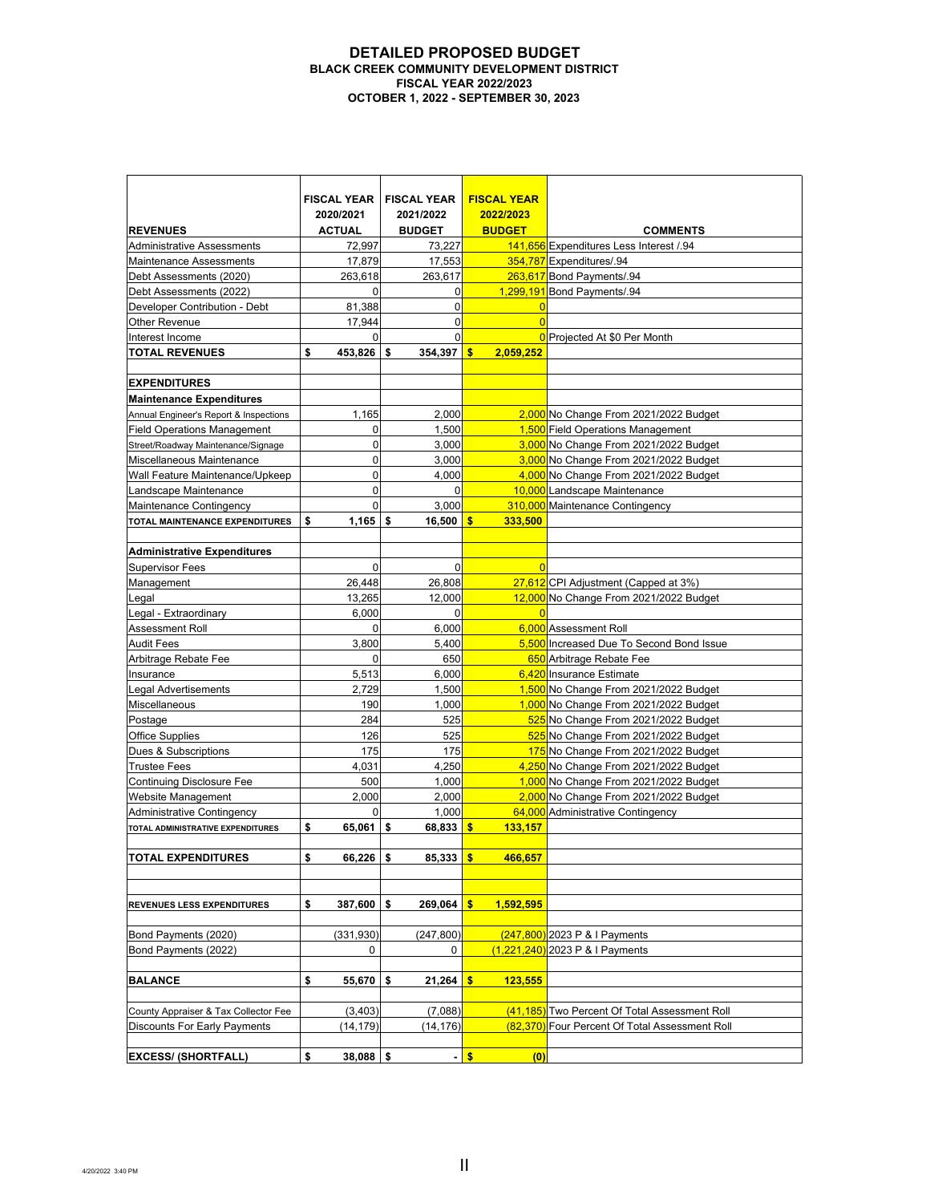# DETAILED PROPOSED BUDGET

## BLACK CREEK COMMUNITY DEVELOPMENT DISTRICT

## FISCAL YEAR 2022/2023

## OCTOBER 1, 2022 - SEPTEMBER 30, 2023

| REVENUES | FISCAL YEAR 2020/2021 ACTUAL | FISCAL YEAR 2021/2022 BUDGET | FISCAL YEAR 2022/2023 BUDGET | COMMENTS |
|---|---|---|---|---|
| Administrative Assessments | 72,997 | 73,227 | 141,656 | Expenditures Less Interest /.94 |
| Maintenance Assessments | 17,879 | 17,553 | 354,787 | Expenditures/.94 |
| Debt Assessments (2020) | 263,618 | 263,617 | 263,617 | Bond Payments/.94 |
| Debt Assessments (2022) | 0 | 0 | 1,299,191 | Bond Payments/.94 |
| Developer Contribution - Debt | 81,388 | 0 | 0 | |
| Other Revenue | 17,944 | 0 | 0 | |
| Interest Income | 0 | 0 | 0 | Projected At $0 Per Month |
| **TOTAL REVENUES** | **$ 453,826** | **$ 354,397** | **$ 2,059,252** | |
| | | | | |
| **EXPENDITURES** | | | | |
| **Maintenance Expenditures** | | | | |
| Annual Engineer's Report & Inspections | 1,165 | 2,000 | 2,000 | No Change From 2021/2022 Budget |
| Field Operations Management | 0 | 1,500 | 1,500 | Field Operations Management |
| Street/Roadway Maintenance/Signage | 0 | 3,000 | 3,000 | No Change From 2021/2022 Budget |
| Miscellaneous Maintenance | 0 | 3,000 | 3,000 | No Change From 2021/2022 Budget |
| Wall Feature Maintenance/Upkeep | 0 | 4,000 | 4,000 | No Change From 2021/2022 Budget |
| Landscape Maintenance | 0 | 0 | 10,000 | Landscape Maintenance |
| Maintenance Contingency | 0 | 3,000 | 310,000 | Maintenance Contingency |
| **TOTAL MAINTENANCE EXPENDITURES** | **$ 1,165** | **$ 16,500** | **$ 333,500** | |
| | | | | |
| **Administrative Expenditures** | | | | |
| Supervisor Fees | 0 | 0 | 0 | |
| Management | 26,448 | 26,808 | 27,612 | CPI Adjustment (Capped at 3%) |
| Legal | 13,265 | 12,000 | 12,000 | No Change From 2021/2022 Budget |
| Legal - Extraordinary | 6,000 | 0 | 0 | |
| Assessment Roll | 0 | 6,000 | 6,000 | Assessment Roll |
| Audit Fees | 3,800 | 5,400 | 5,500 | Increased Due To Second Bond Issue |
| Arbitrage Rebate Fee | 0 | 650 | 650 | Arbitrage Rebate Fee |
| Insurance | 5,513 | 6,000 | 6,420 | Insurance Estimate |
| Legal Advertisements | 2,729 | 1,500 | 1,500 | No Change From 2021/2022 Budget |
| Miscellaneous | 190 | 1,000 | 1,000 | No Change From 2021/2022 Budget |
| Postage | 284 | 525 | 525 | No Change From 2021/2022 Budget |
| Office Supplies | 126 | 525 | 525 | No Change From 2021/2022 Budget |
| Dues & Subscriptions | 175 | 175 | 175 | No Change From 2021/2022 Budget |
| Trustee Fees | 4,031 | 4,250 | 4,250 | No Change From 2021/2022 Budget |
| Continuing Disclosure Fee | 500 | 1,000 | 1,000 | No Change From 2021/2022 Budget |
| Website Management | 2,000 | 2,000 | 2,000 | No Change From 2021/2022 Budget |
| Administrative Contingency | 0 | 1,000 | 64,000 | Administrative Contingency |
| **TOTAL ADMINISTRATIVE EXPENDITURES** | **$ 65,061** | **$ 68,833** | **$ 133,157** | |
| | | | | |
| **TOTAL EXPENDITURES** | **$ 66,226** | **$ 85,333** | **$ 466,657** | |
| | | | | |
| **REVENUES LESS EXPENDITURES** | **$ 387,600** | **$ 269,064** | **$ 1,592,595** | |
| | | | | |
| Bond Payments (2020) | (331,930) | (247,800) | (247,800) | 2023 P & I Payments |
| Bond Payments (2022) | 0 | 0 | (1,221,240) | 2023 P & I Payments |
| | | | | |
| **BALANCE** | **$ 55,670** | **$ 21,264** | **$ 123,555** | |
| | | | | |
| County Appraiser & Tax Collector Fee | (3,403) | (7,088) | (41,185) | Two Percent Of Total Assessment Roll |
| Discounts For Early Payments | (14,179) | (14,176) | (82,370) | Four Percent Of Total Assessment Roll |
| | | | | |
| **EXCESS/ (SHORTFALL)** | **$ 38,088** | **$ -** | **$ (0)** | |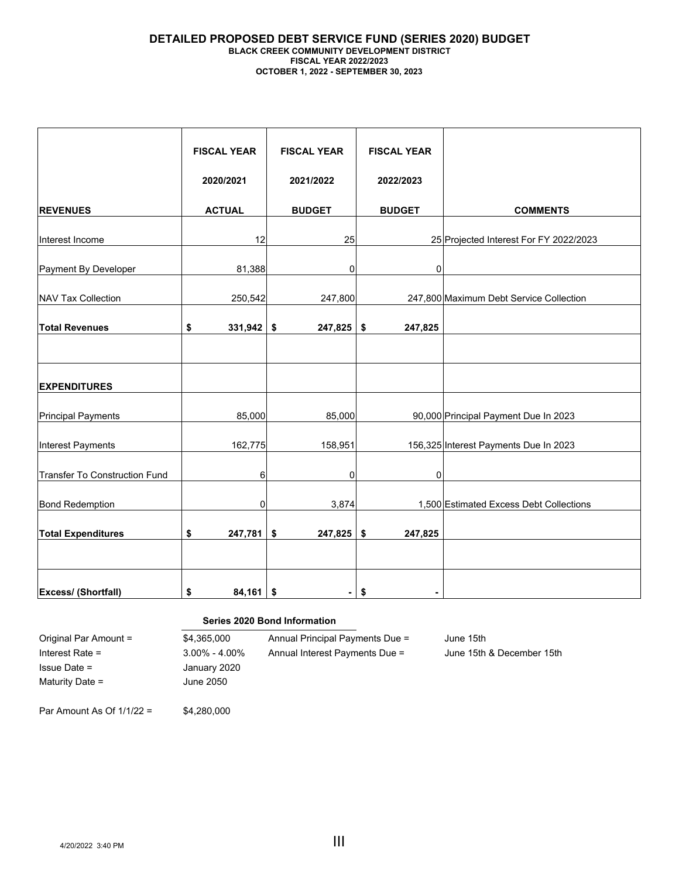# DETAILED PROPOSED DEBT SERVICE FUND (SERIES 2020) BUDGET

**BLACK CREEK COMMUNITY DEVELOPMENT DISTRICT**
**FISCAL YEAR 2022/2023**
**OCTOBER 1, 2022 - SEPTEMBER 30, 2023**

| REVENUES | FISCAL YEAR 2020/2021 ACTUAL | FISCAL YEAR 2021/2022 BUDGET | FISCAL YEAR 2022/2023 BUDGET | COMMENTS |
|---|---|---|---|---|
| Interest Income | 12 | 25 | 25 | Projected Interest For FY 2022/2023 |
| Payment By Developer | 81,388 | 0 | 0 | |
| NAV Tax Collection | 250,542 | 247,800 | 247,800 | Maximum Debt Service Collection |
| **Total Revenues** | **$ 331,942** | **$ 247,825** | **$ 247,825** | |
| | | | | |
| **EXPENDITURES** | | | | |
| Principal Payments | 85,000 | 85,000 | 90,000 | Principal Payment Due In 2023 |
| Interest Payments | 162,775 | 158,951 | 156,325 | Interest Payments Due In 2023 |
| Transfer To Construction Fund | 6 | 0 | 0 | |
| Bond Redemption | 0 | 3,874 | 1,500 | Estimated Excess Debt Collections |
| **Total Expenditures** | **$ 247,781** | **$ 247,825** | **$ 247,825** | |
| | | | | |
| **Excess/ (Shortfall)** | **$ 84,161** | **$ -** | **$ -** | |

**Series 2020 Bond Information**

| | | | |
|---|---|---|---|
| Original Par Amount = | $4,365,000 | Annual Principal Payments Due = | June 15th |
| Interest Rate = | 3.00% - 4.00% | Annual Interest Payments Due = | June 15th & December 15th |
| Issue Date = | January 2020 | | |
| Maturity Date = | June 2050 | | |
| | | | |
| Par Amount As Of 1/1/22 = | $4,280,000 | | |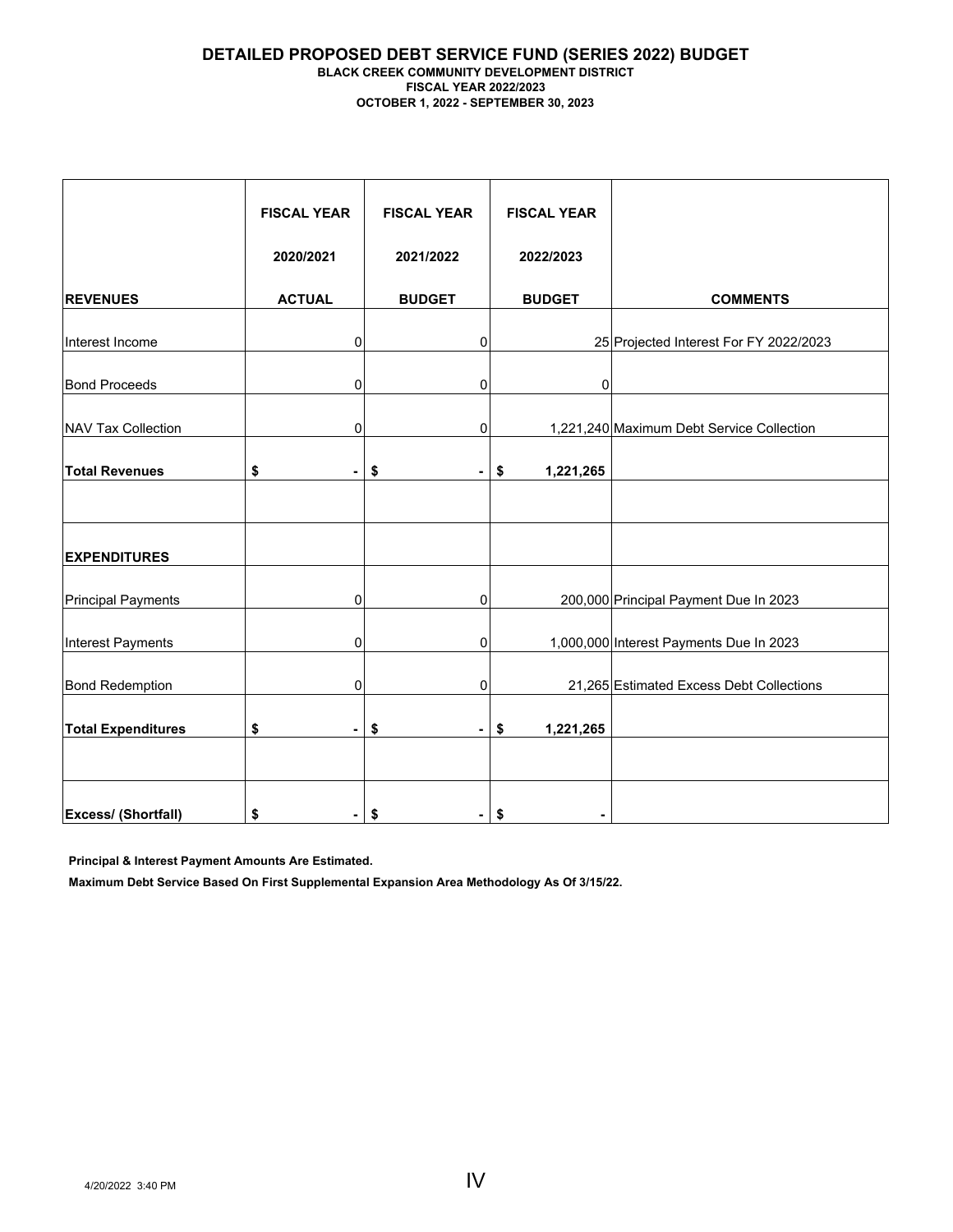# DETAILED PROPOSED DEBT SERVICE FUND (SERIES 2022) BUDGET

**BLACK CREEK COMMUNITY DEVELOPMENT DISTRICT**
**FISCAL YEAR 2022/2023**
**OCTOBER 1, 2022 - SEPTEMBER 30, 2023**

| | FISCAL YEAR 2020/2021 | FISCAL YEAR 2021/2022 | FISCAL YEAR 2022/2023 | |
|---|---|---|---|---|
| **REVENUES** | **ACTUAL** | **BUDGET** | **BUDGET** | **COMMENTS** |
| Interest Income | 0 | 0 | 25 | Projected Interest For FY 2022/2023 |
| Bond Proceeds | 0 | 0 | 0 | |
| NAV Tax Collection | 0 | 0 | 1,221,240 | Maximum Debt Service Collection |
| **Total Revenues** | **$ -** | **$ -** | **$ 1,221,265** | |
| | | | | |
| **EXPENDITURES** | | | | |
| Principal Payments | 0 | 0 | 200,000 | Principal Payment Due In 2023 |
| Interest Payments | 0 | 0 | 1,000,000 | Interest Payments Due In 2023 |
| Bond Redemption | 0 | 0 | 21,265 | Estimated Excess Debt Collections |
| **Total Expenditures** | **$ -** | **$ -** | **$ 1,221,265** | |
| | | | | |
| **Excess/ (Shortfall)** | **$ -** | **$ -** | **$ -** | |

**Principal & Interest Payment Amounts Are Estimated.**

**Maximum Debt Service Based On First Supplemental Expansion Area Methodology As Of 3/15/22.**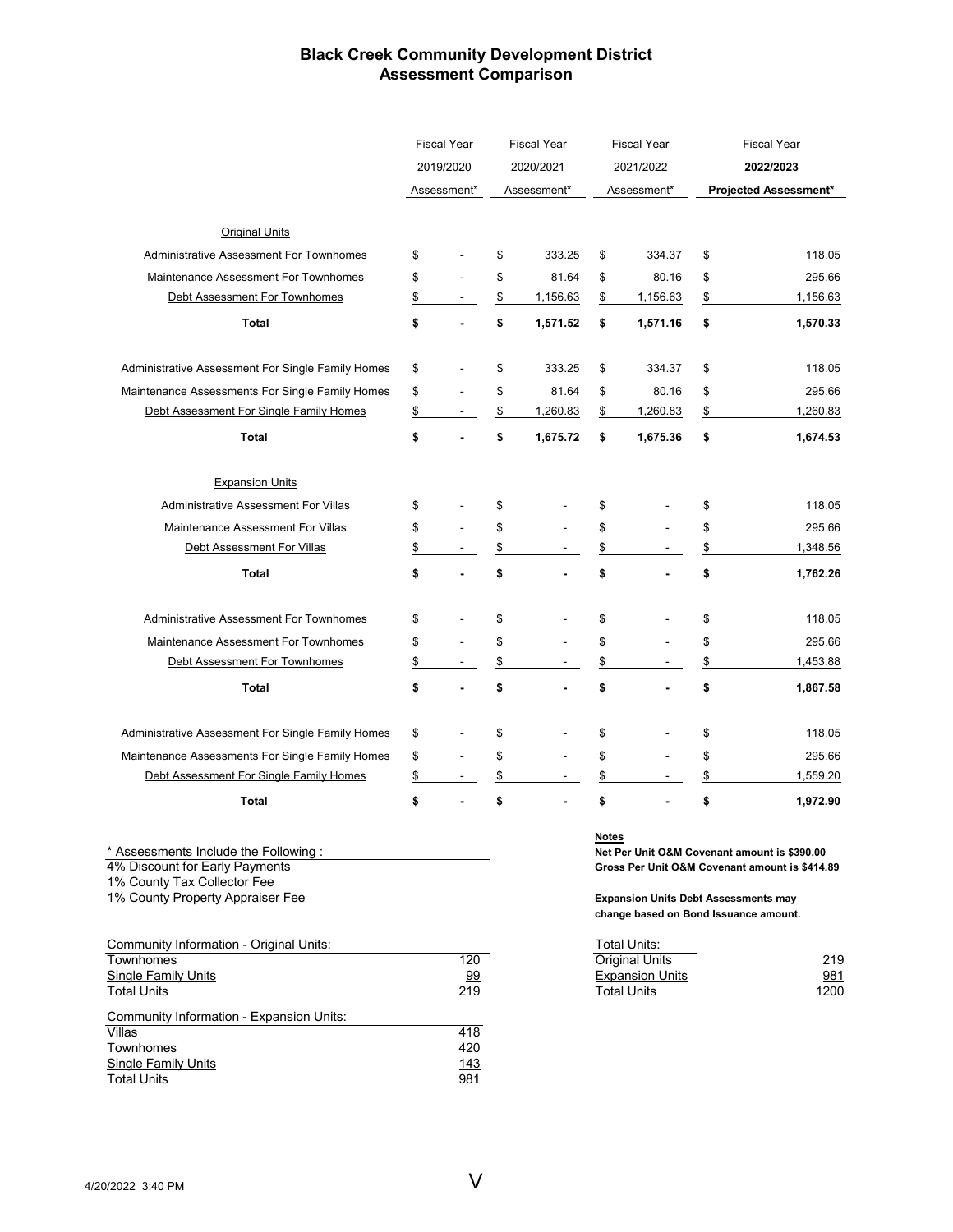# Black Creek Community Development District
## Assessment Comparison

| | Fiscal Year 2019/2020 Assessment* | Fiscal Year 2020/2021 Assessment* | Fiscal Year 2021/2022 Assessment* | Fiscal Year **2022/2023** **Projected Assessment*** |
|---|---|---|---|---|
| Original Units | | | | |
| Administrative Assessment For Townhomes | $ - | $ 333.25 | $ 334.37 | $ 118.05 |
| Maintenance Assessment For Townhomes | $ - | $ 81.64 | $ 80.16 | $ 295.66 |
| Debt Assessment For Townhomes | $ - | $ 1,156.63 | $ 1,156.63 | $ 1,156.63 |
| **Total** | **$ -** | **$ 1,571.52** | **$ 1,571.16** | **$ 1,570.33** |
| Administrative Assessment For Single Family Homes | $ - | $ 333.25 | $ 334.37 | $ 118.05 |
| Maintenance Assessments For Single Family Homes | $ - | $ 81.64 | $ 80.16 | $ 295.66 |
| Debt Assessment For Single Family Homes | $ - | $ 1,260.83 | $ 1,260.83 | $ 1,260.83 |
| **Total** | **$ -** | **$ 1,675.72** | **$ 1,675.36** | **$ 1,674.53** |
| Expansion Units | | | | |
| Administrative Assessment For Villas | $ - | $ - | $ - | $ 118.05 |
| Maintenance Assessment For Villas | $ - | $ - | $ - | $ 295.66 |
| Debt Assessment For Villas | $ - | $ - | $ - | $ 1,348.56 |
| **Total** | **$ -** | **$ -** | **$ -** | **$ 1,762.26** |
| Administrative Assessment For Townhomes | $ - | $ - | $ - | $ 118.05 |
| Maintenance Assessment For Townhomes | $ - | $ - | $ - | $ 295.66 |
| Debt Assessment For Townhomes | $ - | $ - | $ - | $ 1,453.88 |
| **Total** | **$ -** | **$ -** | **$ -** | **$ 1,867.58** |
| Administrative Assessment For Single Family Homes | $ - | $ - | $ - | $ 118.05 |
| Maintenance Assessments For Single Family Homes | $ - | $ - | $ - | $ 295.66 |
| Debt Assessment For Single Family Homes | $ - | $ - | $ - | $ 1,559.20 |
| **Total** | **$ -** | **$ -** | **$ -** | **$ 1,972.90** |

\* Assessments Include the Following :
4% Discount for Early Payments
1% County Tax Collector Fee
1% County Property Appraiser Fee

**Notes**
**Net Per Unit O&M Covenant amount is $390.00**
**Gross Per Unit O&M Covenant amount is $414.89**

**Expansion Units Debt Assessments may change based on Bond Issuance amount.**

| Community Information - Original Units: | |
|---|---|
| Townhomes | 120 |
| Single Family Units | 99 |
| Total Units | 219 |

| Community Information - Expansion Units: | |
|---|---|
| Villas | 418 |
| Townhomes | 420 |
| Single Family Units | 143 |
| Total Units | 981 |

| Total Units: | |
|---|---|
| Original Units | 219 |
| Expansion Units | 981 |
| Total Units | 1200 |

4/20/2022 3:40 PM

V